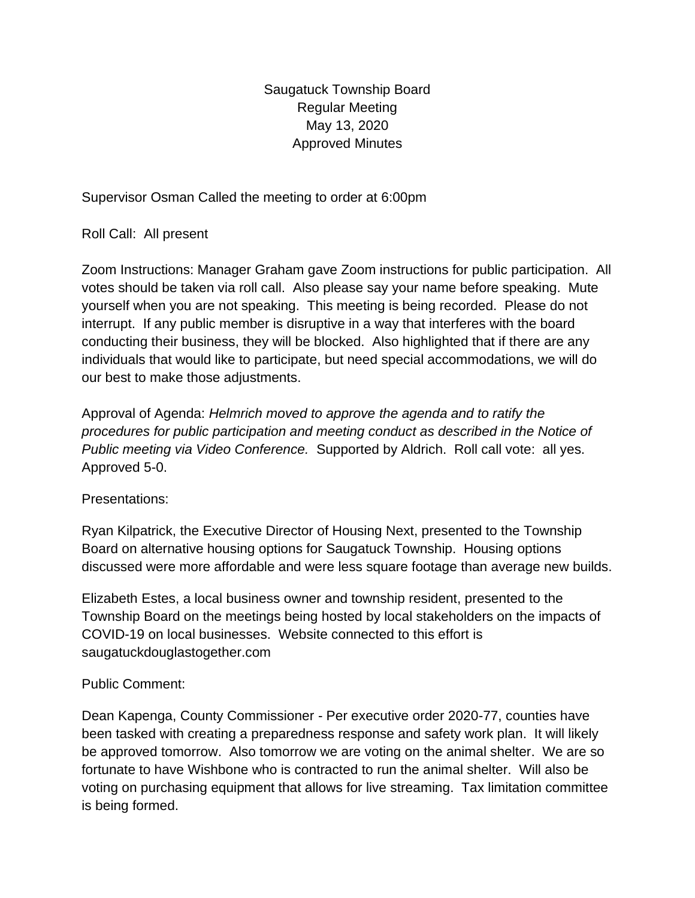# Saugatuck Township Board
## Regular Meeting
## May 13, 2020
## Approved Minutes

Supervisor Osman Called the meeting to order at 6:00pm

Roll Call: All present

Zoom Instructions: Manager Graham gave Zoom instructions for public participation. All votes should be taken via roll call. Also please say your name before speaking. Mute yourself when you are not speaking. This meeting is being recorded. Please do not interrupt. If any public member is disruptive in a way that interferes with the board conducting their business, they will be blocked. Also highlighted that if there are any individuals that would like to participate, but need special accommodations, we will do our best to make those adjustments.

Approval of Agenda: *Helmrich moved to approve the agenda and to ratify the procedures for public participation and meeting conduct as described in the Notice of Public meeting via Video Conference.* Supported by Aldrich. Roll call vote: all yes. Approved 5-0.

Presentations:

Ryan Kilpatrick, the Executive Director of Housing Next, presented to the Township Board on alternative housing options for Saugatuck Township. Housing options discussed were more affordable and were less square footage than average new builds.

Elizabeth Estes, a local business owner and township resident, presented to the Township Board on the meetings being hosted by local stakeholders on the impacts of COVID-19 on local businesses. Website connected to this effort is saugatuckdouglastogether.com

Public Comment:

Dean Kapenga, County Commissioner - Per executive order 2020-77, counties have been tasked with creating a preparedness response and safety work plan. It will likely be approved tomorrow. Also tomorrow we are voting on the animal shelter. We are so fortunate to have Wishbone who is contracted to run the animal shelter. Will also be voting on purchasing equipment that allows for live streaming. Tax limitation committee is being formed.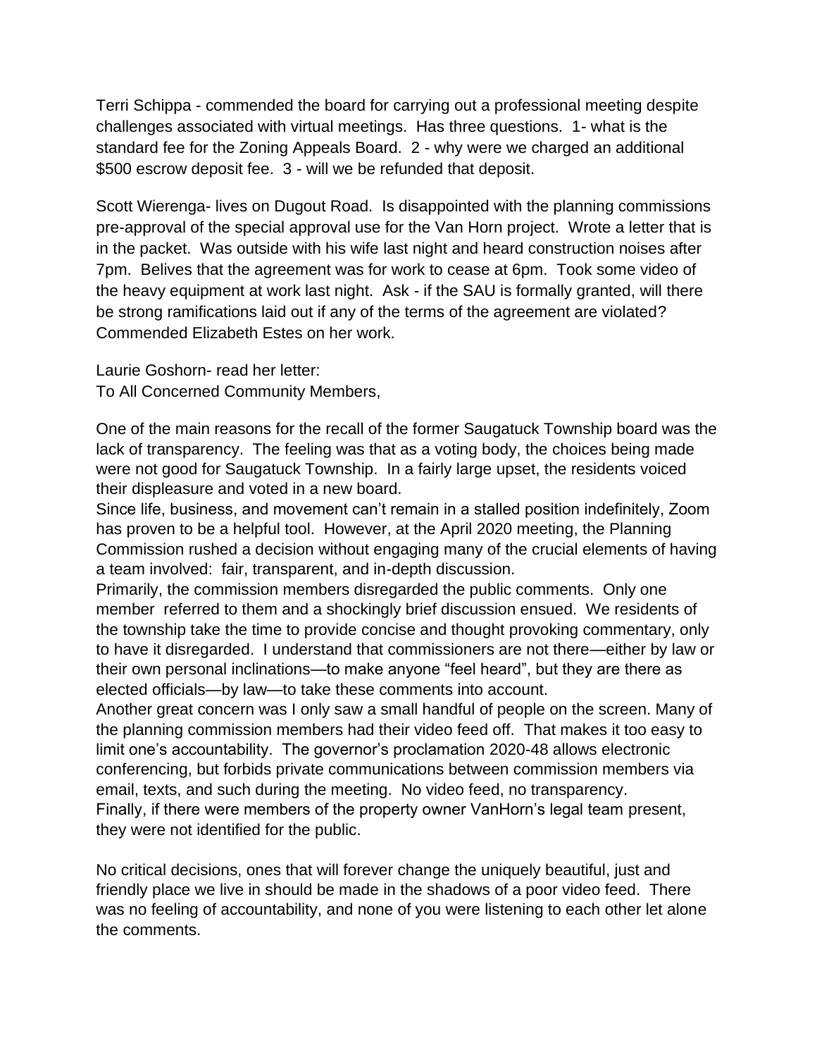Terri Schippa - commended the board for carrying out a professional meeting despite challenges associated with virtual meetings. Has three questions. 1- what is the standard fee for the Zoning Appeals Board. 2 - why were we charged an additional $500 escrow deposit fee. 3 - will we be refunded that deposit.

Scott Wierenga- lives on Dugout Road. Is disappointed with the planning commissions pre-approval of the special approval use for the Van Horn project. Wrote a letter that is in the packet. Was outside with his wife last night and heard construction noises after 7pm. Belives that the agreement was for work to cease at 6pm. Took some video of the heavy equipment at work last night. Ask - if the SAU is formally granted, will there be strong ramifications laid out if any of the terms of the agreement are violated? Commended Elizabeth Estes on her work.

Laurie Goshorn- read her letter:
To All Concerned Community Members,

One of the main reasons for the recall of the former Saugatuck Township board was the lack of transparency. The feeling was that as a voting body, the choices being made were not good for Saugatuck Township. In a fairly large upset, the residents voiced their displeasure and voted in a new board.
Since life, business, and movement can't remain in a stalled position indefinitely, Zoom has proven to be a helpful tool. However, at the April 2020 meeting, the Planning Commission rushed a decision without engaging many of the crucial elements of having a team involved: fair, transparent, and in-depth discussion.
Primarily, the commission members disregarded the public comments. Only one member referred to them and a shockingly brief discussion ensued. We residents of the township take the time to provide concise and thought provoking commentary, only to have it disregarded. I understand that commissioners are not there—either by law or their own personal inclinations—to make anyone "feel heard", but they are there as elected officials—by law—to take these comments into account.
Another great concern was I only saw a small handful of people on the screen. Many of the planning commission members had their video feed off. That makes it too easy to limit one's accountability. The governor's proclamation 2020-48 allows electronic conferencing, but forbids private communications between commission members via email, texts, and such during the meeting. No video feed, no transparency.
Finally, if there were members of the property owner VanHorn's legal team present, they were not identified for the public.

No critical decisions, ones that will forever change the uniquely beautiful, just and friendly place we live in should be made in the shadows of a poor video feed. There was no feeling of accountability, and none of you were listening to each other let alone the comments.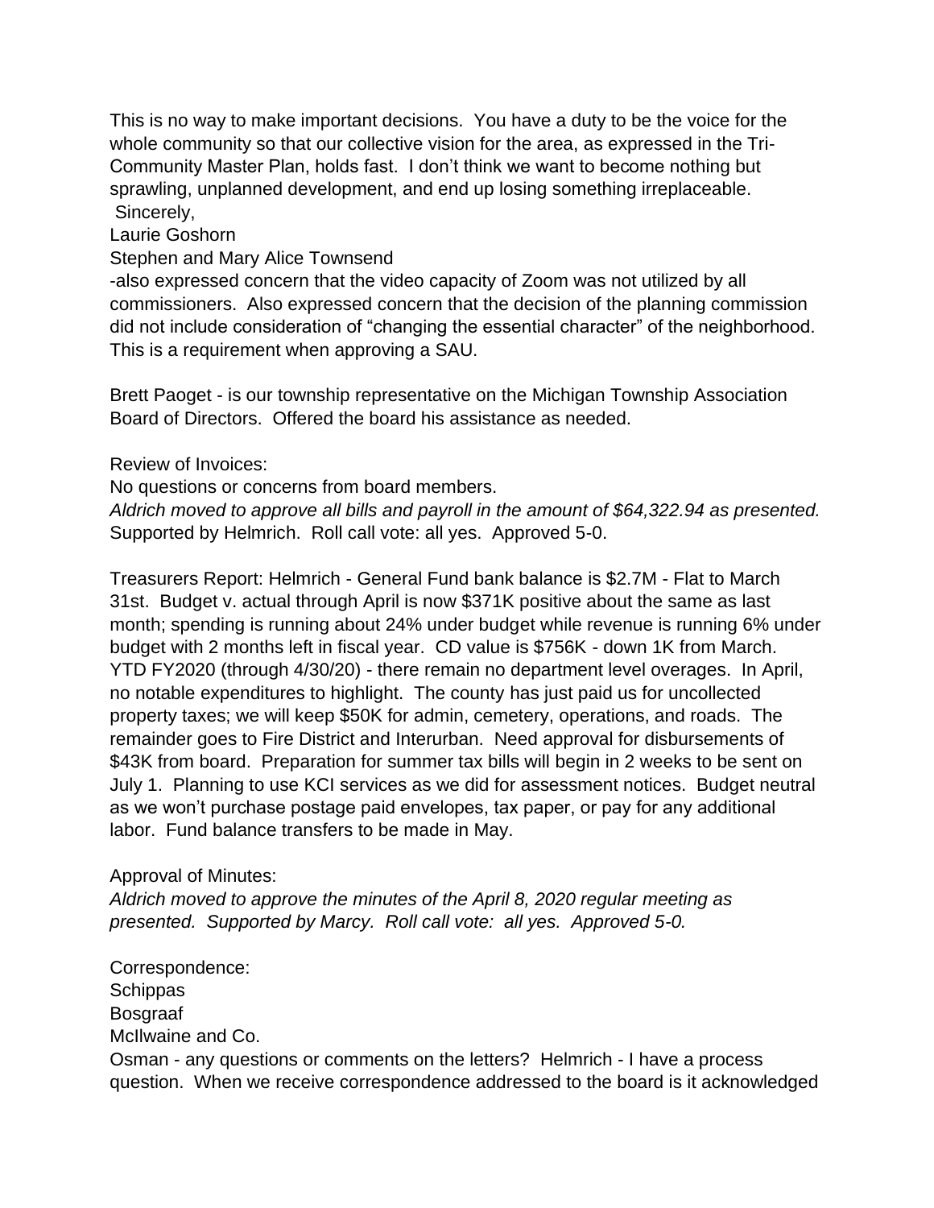This is no way to make important decisions. You have a duty to be the voice for the whole community so that our collective vision for the area, as expressed in the Tri-Community Master Plan, holds fast. I don't think we want to become nothing but sprawling, unplanned development, and end up losing something irreplaceable.
Sincerely,
Laurie Goshorn

Stephen and Mary Alice Townsend
-also expressed concern that the video capacity of Zoom was not utilized by all commissioners. Also expressed concern that the decision of the planning commission did not include consideration of "changing the essential character" of the neighborhood. This is a requirement when approving a SAU.

Brett Paoget - is our township representative on the Michigan Township Association Board of Directors. Offered the board his assistance as needed.

Review of Invoices:
No questions or concerns from board members.
*Aldrich moved to approve all bills and payroll in the amount of $64,322.94 as presented.* Supported by Helmrich. Roll call vote: all yes. Approved 5-0.

Treasurers Report: Helmrich - General Fund bank balance is $2.7M - Flat to March 31st. Budget v. actual through April is now $371K positive about the same as last month; spending is running about 24% under budget while revenue is running 6% under budget with 2 months left in fiscal year. CD value is $756K - down 1K from March. YTD FY2020 (through 4/30/20) - there remain no department level overages. In April, no notable expenditures to highlight. The county has just paid us for uncollected property taxes; we will keep $50K for admin, cemetery, operations, and roads. The remainder goes to Fire District and Interurban. Need approval for disbursements of $43K from board. Preparation for summer tax bills will begin in 2 weeks to be sent on July 1. Planning to use KCI services as we did for assessment notices. Budget neutral as we won't purchase postage paid envelopes, tax paper, or pay for any additional labor. Fund balance transfers to be made in May.

Approval of Minutes:
*Aldrich moved to approve the minutes of the April 8, 2020 regular meeting as presented. Supported by Marcy. Roll call vote: all yes. Approved 5-0.*

Correspondence:
Schippas
Bosgraaf
McIlwaine and Co.
Osman - any questions or comments on the letters? Helmrich - I have a process question. When we receive correspondence addressed to the board is it acknowledged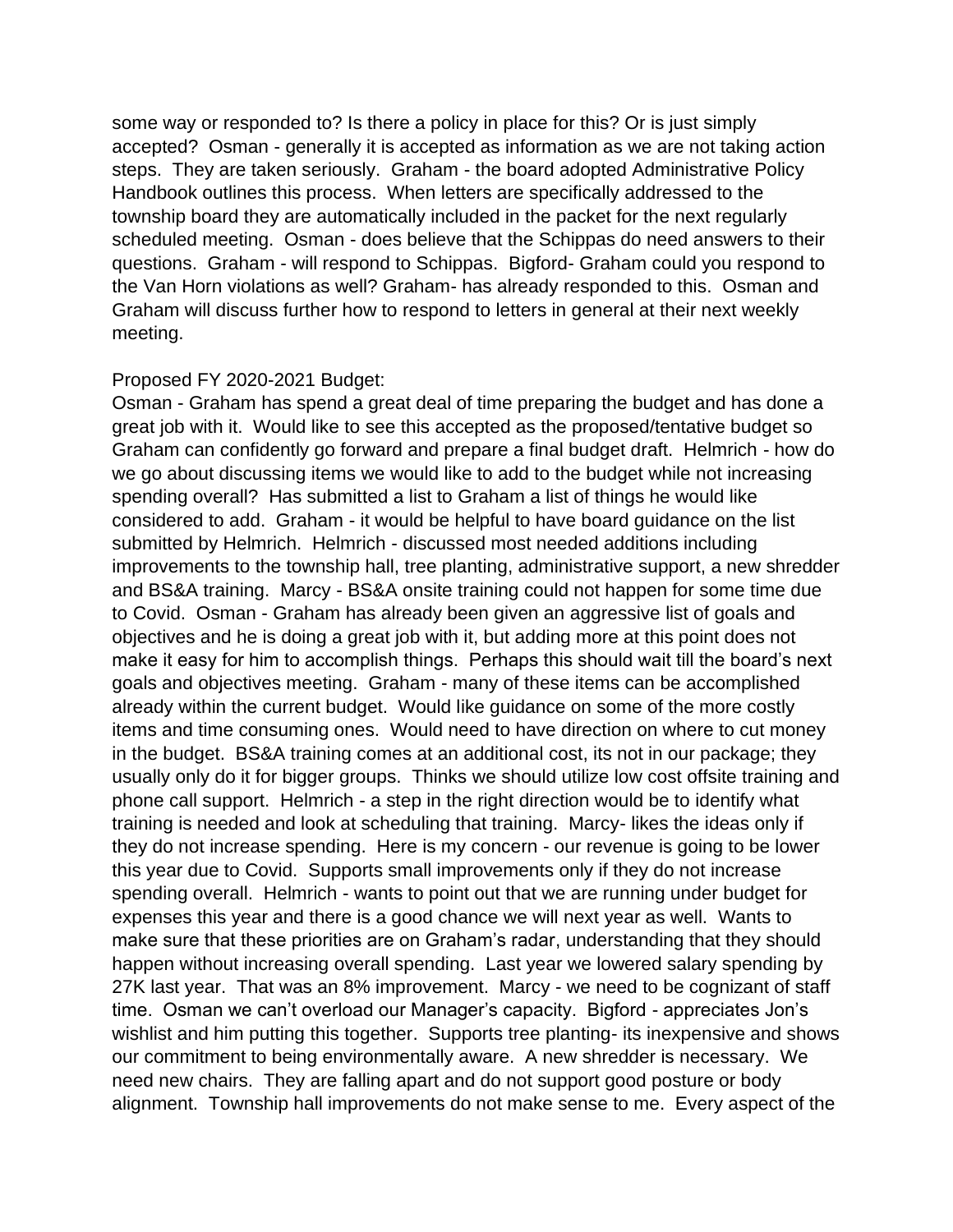some way or responded to? Is there a policy in place for this? Or is just simply accepted? Osman - generally it is accepted as information as we are not taking action steps. They are taken seriously. Graham - the board adopted Administrative Policy Handbook outlines this process. When letters are specifically addressed to the township board they are automatically included in the packet for the next regularly scheduled meeting. Osman - does believe that the Schippas do need answers to their questions. Graham - will respond to Schippas. Bigford- Graham could you respond to the Van Horn violations as well? Graham- has already responded to this. Osman and Graham will discuss further how to respond to letters in general at their next weekly meeting.

Proposed FY 2020-2021 Budget:

Osman - Graham has spend a great deal of time preparing the budget and has done a great job with it. Would like to see this accepted as the proposed/tentative budget so Graham can confidently go forward and prepare a final budget draft. Helmrich - how do we go about discussing items we would like to add to the budget while not increasing spending overall? Has submitted a list to Graham a list of things he would like considered to add. Graham - it would be helpful to have board guidance on the list submitted by Helmrich. Helmrich - discussed most needed additions including improvements to the township hall, tree planting, administrative support, a new shredder and BS&A training. Marcy - BS&A onsite training could not happen for some time due to Covid. Osman - Graham has already been given an aggressive list of goals and objectives and he is doing a great job with it, but adding more at this point does not make it easy for him to accomplish things. Perhaps this should wait till the board's next goals and objectives meeting. Graham - many of these items can be accomplished already within the current budget. Would like guidance on some of the more costly items and time consuming ones. Would need to have direction on where to cut money in the budget. BS&A training comes at an additional cost, its not in our package; they usually only do it for bigger groups. Thinks we should utilize low cost offsite training and phone call support. Helmrich - a step in the right direction would be to identify what training is needed and look at scheduling that training. Marcy- likes the ideas only if they do not increase spending. Here is my concern - our revenue is going to be lower this year due to Covid. Supports small improvements only if they do not increase spending overall. Helmrich - wants to point out that we are running under budget for expenses this year and there is a good chance we will next year as well. Wants to make sure that these priorities are on Graham's radar, understanding that they should happen without increasing overall spending. Last year we lowered salary spending by 27K last year. That was an 8% improvement. Marcy - we need to be cognizant of staff time. Osman we can't overload our Manager's capacity. Bigford - appreciates Jon's wishlist and him putting this together. Supports tree planting- its inexpensive and shows our commitment to being environmentally aware. A new shredder is necessary. We need new chairs. They are falling apart and do not support good posture or body alignment. Township hall improvements do not make sense to me. Every aspect of the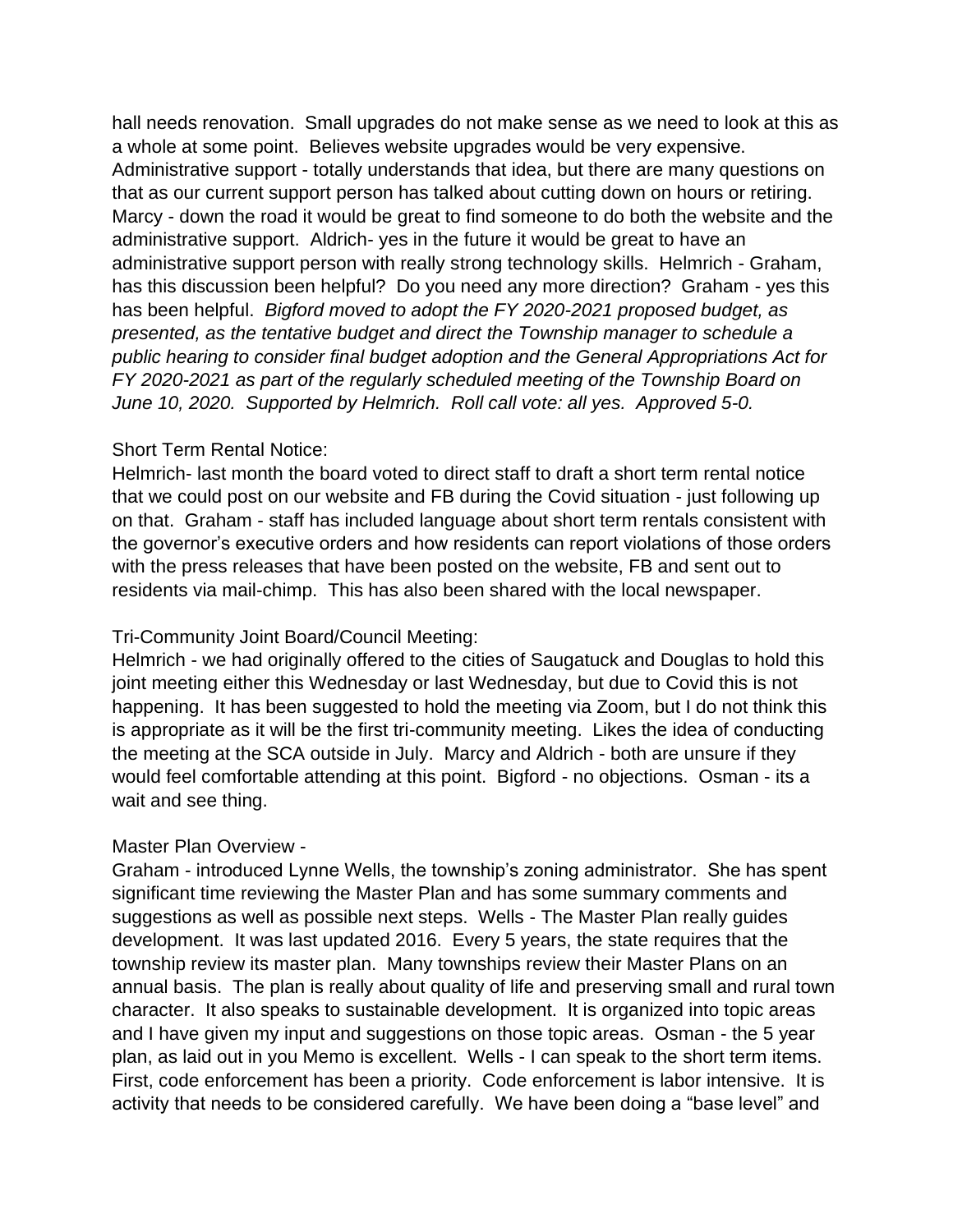hall needs renovation. Small upgrades do not make sense as we need to look at this as a whole at some point. Believes website upgrades would be very expensive. Administrative support - totally understands that idea, but there are many questions on that as our current support person has talked about cutting down on hours or retiring. Marcy - down the road it would be great to find someone to do both the website and the administrative support. Aldrich- yes in the future it would be great to have an administrative support person with really strong technology skills. Helmrich - Graham, has this discussion been helpful? Do you need any more direction? Graham - yes this has been helpful. *Bigford moved to adopt the FY 2020-2021 proposed budget, as presented, as the tentative budget and direct the Township manager to schedule a public hearing to consider final budget adoption and the General Appropriations Act for FY 2020-2021 as part of the regularly scheduled meeting of the Township Board on June 10, 2020. Supported by Helmrich. Roll call vote: all yes. Approved 5-0.*

Short Term Rental Notice:

Helmrich- last month the board voted to direct staff to draft a short term rental notice that we could post on our website and FB during the Covid situation - just following up on that. Graham - staff has included language about short term rentals consistent with the governor's executive orders and how residents can report violations of those orders with the press releases that have been posted on the website, FB and sent out to residents via mail-chimp. This has also been shared with the local newspaper.

Tri-Community Joint Board/Council Meeting:

Helmrich - we had originally offered to the cities of Saugatuck and Douglas to hold this joint meeting either this Wednesday or last Wednesday, but due to Covid this is not happening. It has been suggested to hold the meeting via Zoom, but I do not think this is appropriate as it will be the first tri-community meeting. Likes the idea of conducting the meeting at the SCA outside in July. Marcy and Aldrich - both are unsure if they would feel comfortable attending at this point. Bigford - no objections. Osman - its a wait and see thing.

Master Plan Overview -

Graham - introduced Lynne Wells, the township's zoning administrator. She has spent significant time reviewing the Master Plan and has some summary comments and suggestions as well as possible next steps. Wells - The Master Plan really guides development. It was last updated 2016. Every 5 years, the state requires that the township review its master plan. Many townships review their Master Plans on an annual basis. The plan is really about quality of life and preserving small and rural town character. It also speaks to sustainable development. It is organized into topic areas and I have given my input and suggestions on those topic areas. Osman - the 5 year plan, as laid out in you Memo is excellent. Wells - I can speak to the short term items. First, code enforcement has been a priority. Code enforcement is labor intensive. It is activity that needs to be considered carefully. We have been doing a "base level" and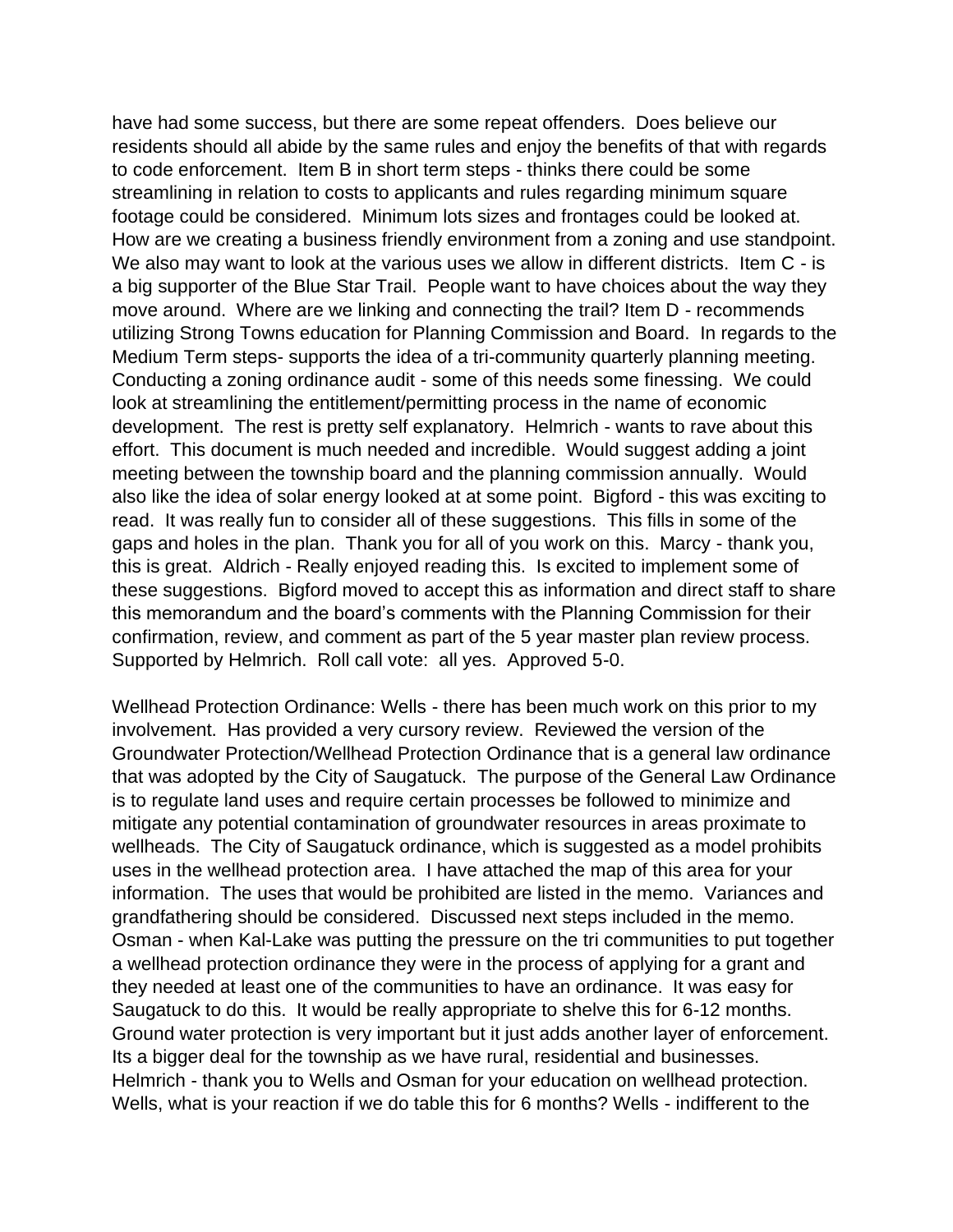have had some success, but there are some repeat offenders. Does believe our residents should all abide by the same rules and enjoy the benefits of that with regards to code enforcement. Item B in short term steps - thinks there could be some streamlining in relation to costs to applicants and rules regarding minimum square footage could be considered. Minimum lots sizes and frontages could be looked at. How are we creating a business friendly environment from a zoning and use standpoint. We also may want to look at the various uses we allow in different districts. Item C - is a big supporter of the Blue Star Trail. People want to have choices about the way they move around. Where are we linking and connecting the trail? Item D - recommends utilizing Strong Towns education for Planning Commission and Board. In regards to the Medium Term steps- supports the idea of a tri-community quarterly planning meeting. Conducting a zoning ordinance audit - some of this needs some finessing. We could look at streamlining the entitlement/permitting process in the name of economic development. The rest is pretty self explanatory. Helmrich - wants to rave about this effort. This document is much needed and incredible. Would suggest adding a joint meeting between the township board and the planning commission annually. Would also like the idea of solar energy looked at at some point. Bigford - this was exciting to read. It was really fun to consider all of these suggestions. This fills in some of the gaps and holes in the plan. Thank you for all of you work on this. Marcy - thank you, this is great. Aldrich - Really enjoyed reading this. Is excited to implement some of these suggestions. Bigford moved to accept this as information and direct staff to share this memorandum and the board's comments with the Planning Commission for their confirmation, review, and comment as part of the 5 year master plan review process. Supported by Helmrich. Roll call vote: all yes. Approved 5-0.

Wellhead Protection Ordinance: Wells - there has been much work on this prior to my involvement. Has provided a very cursory review. Reviewed the version of the Groundwater Protection/Wellhead Protection Ordinance that is a general law ordinance that was adopted by the City of Saugatuck. The purpose of the General Law Ordinance is to regulate land uses and require certain processes be followed to minimize and mitigate any potential contamination of groundwater resources in areas proximate to wellheads. The City of Saugatuck ordinance, which is suggested as a model prohibits uses in the wellhead protection area. I have attached the map of this area for your information. The uses that would be prohibited are listed in the memo. Variances and grandfathering should be considered. Discussed next steps included in the memo. Osman - when Kal-Lake was putting the pressure on the tri communities to put together a wellhead protection ordinance they were in the process of applying for a grant and they needed at least one of the communities to have an ordinance. It was easy for Saugatuck to do this. It would be really appropriate to shelve this for 6-12 months. Ground water protection is very important but it just adds another layer of enforcement. Its a bigger deal for the township as we have rural, residential and businesses. Helmrich - thank you to Wells and Osman for your education on wellhead protection. Wells, what is your reaction if we do table this for 6 months? Wells - indifferent to the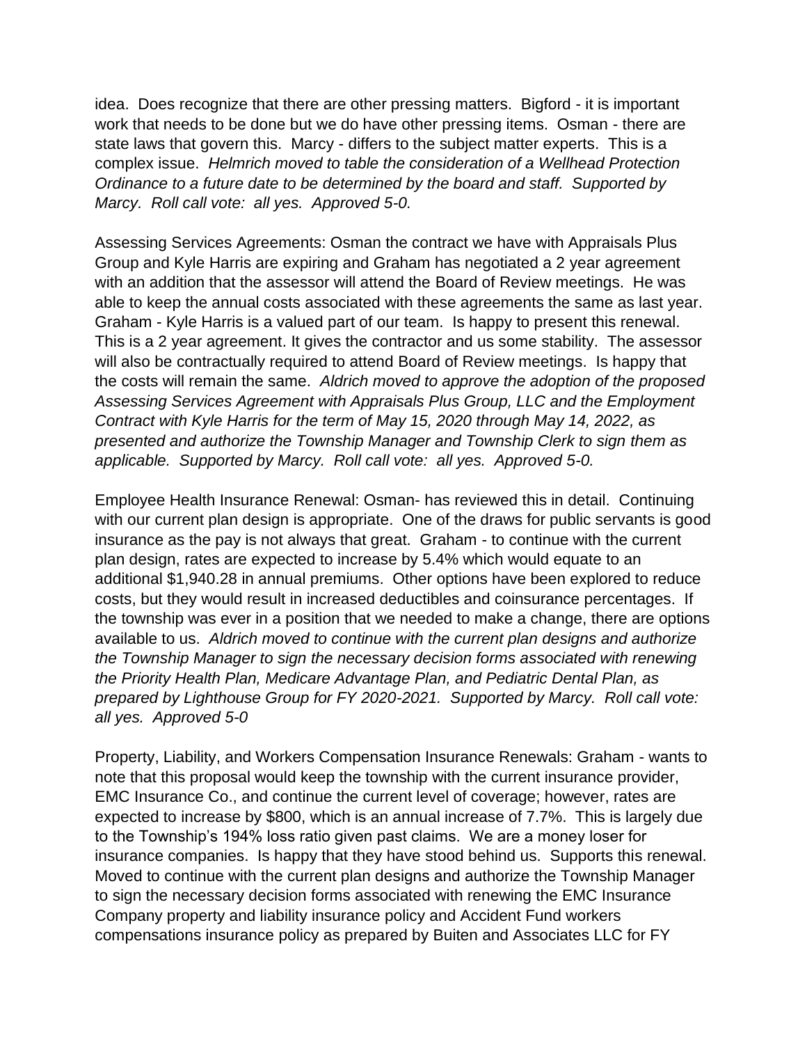idea. Does recognize that there are other pressing matters. Bigford - it is important work that needs to be done but we do have other pressing items. Osman - there are state laws that govern this. Marcy - differs to the subject matter experts. This is a complex issue. *Helmrich moved to table the consideration of a Wellhead Protection Ordinance to a future date to be determined by the board and staff. Supported by Marcy. Roll call vote: all yes. Approved 5-0.*

Assessing Services Agreements: Osman the contract we have with Appraisals Plus Group and Kyle Harris are expiring and Graham has negotiated a 2 year agreement with an addition that the assessor will attend the Board of Review meetings. He was able to keep the annual costs associated with these agreements the same as last year. Graham - Kyle Harris is a valued part of our team. Is happy to present this renewal. This is a 2 year agreement. It gives the contractor and us some stability. The assessor will also be contractually required to attend Board of Review meetings. Is happy that the costs will remain the same. *Aldrich moved to approve the adoption of the proposed Assessing Services Agreement with Appraisals Plus Group, LLC and the Employment Contract with Kyle Harris for the term of May 15, 2020 through May 14, 2022, as presented and authorize the Township Manager and Township Clerk to sign them as applicable. Supported by Marcy. Roll call vote: all yes. Approved 5-0.*

Employee Health Insurance Renewal: Osman- has reviewed this in detail. Continuing with our current plan design is appropriate. One of the draws for public servants is good insurance as the pay is not always that great. Graham - to continue with the current plan design, rates are expected to increase by 5.4% which would equate to an additional $1,940.28 in annual premiums. Other options have been explored to reduce costs, but they would result in increased deductibles and coinsurance percentages. If the township was ever in a position that we needed to make a change, there are options available to us. *Aldrich moved to continue with the current plan designs and authorize the Township Manager to sign the necessary decision forms associated with renewing the Priority Health Plan, Medicare Advantage Plan, and Pediatric Dental Plan, as prepared by Lighthouse Group for FY 2020-2021. Supported by Marcy. Roll call vote: all yes. Approved 5-0*

Property, Liability, and Workers Compensation Insurance Renewals: Graham - wants to note that this proposal would keep the township with the current insurance provider, EMC Insurance Co., and continue the current level of coverage; however, rates are expected to increase by $800, which is an annual increase of 7.7%. This is largely due to the Township's 194% loss ratio given past claims. We are a money loser for insurance companies. Is happy that they have stood behind us. Supports this renewal. Moved to continue with the current plan designs and authorize the Township Manager to sign the necessary decision forms associated with renewing the EMC Insurance Company property and liability insurance policy and Accident Fund workers compensations insurance policy as prepared by Buiten and Associates LLC for FY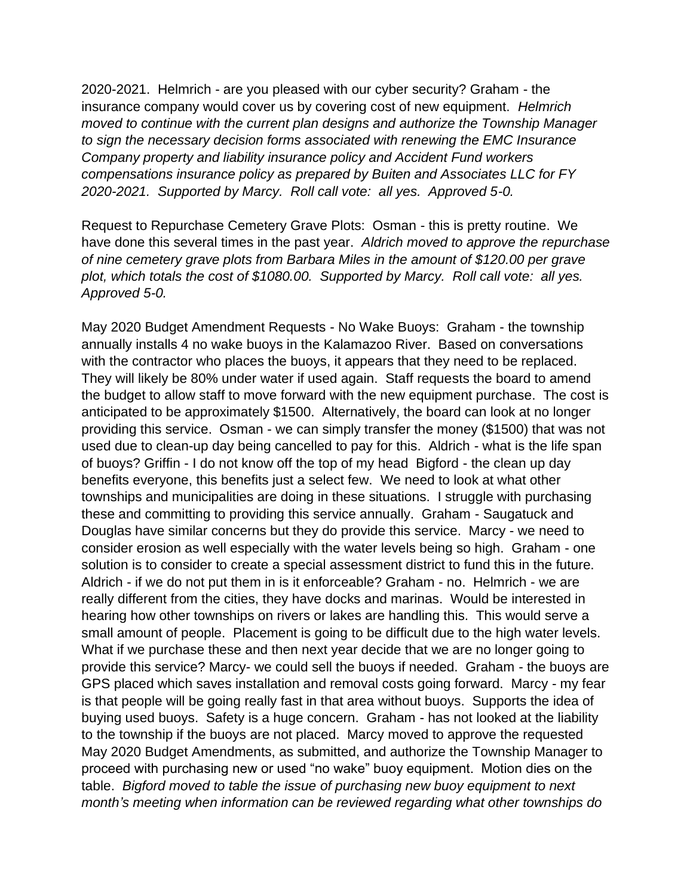2020-2021. Helmrich - are you pleased with our cyber security? Graham - the insurance company would cover us by covering cost of new equipment. *Helmrich moved to continue with the current plan designs and authorize the Township Manager to sign the necessary decision forms associated with renewing the EMC Insurance Company property and liability insurance policy and Accident Fund workers compensations insurance policy as prepared by Buiten and Associates LLC for FY 2020-2021. Supported by Marcy. Roll call vote: all yes. Approved 5-0.*

Request to Repurchase Cemetery Grave Plots: Osman - this is pretty routine. We have done this several times in the past year. *Aldrich moved to approve the repurchase of nine cemetery grave plots from Barbara Miles in the amount of $120.00 per grave plot, which totals the cost of $1080.00. Supported by Marcy. Roll call vote: all yes. Approved 5-0.*

May 2020 Budget Amendment Requests - No Wake Buoys: Graham - the township annually installs 4 no wake buoys in the Kalamazoo River. Based on conversations with the contractor who places the buoys, it appears that they need to be replaced. They will likely be 80% under water if used again. Staff requests the board to amend the budget to allow staff to move forward with the new equipment purchase. The cost is anticipated to be approximately $1500. Alternatively, the board can look at no longer providing this service. Osman - we can simply transfer the money ($1500) that was not used due to clean-up day being cancelled to pay for this. Aldrich - what is the life span of buoys? Griffin - I do not know off the top of my head Bigford - the clean up day benefits everyone, this benefits just a select few. We need to look at what other townships and municipalities are doing in these situations. I struggle with purchasing these and committing to providing this service annually. Graham - Saugatuck and Douglas have similar concerns but they do provide this service. Marcy - we need to consider erosion as well especially with the water levels being so high. Graham - one solution is to consider to create a special assessment district to fund this in the future. Aldrich - if we do not put them in is it enforceable? Graham - no. Helmrich - we are really different from the cities, they have docks and marinas. Would be interested in hearing how other townships on rivers or lakes are handling this. This would serve a small amount of people. Placement is going to be difficult due to the high water levels. What if we purchase these and then next year decide that we are no longer going to provide this service? Marcy- we could sell the buoys if needed. Graham - the buoys are GPS placed which saves installation and removal costs going forward. Marcy - my fear is that people will be going really fast in that area without buoys. Supports the idea of buying used buoys. Safety is a huge concern. Graham - has not looked at the liability to the township if the buoys are not placed. Marcy moved to approve the requested May 2020 Budget Amendments, as submitted, and authorize the Township Manager to proceed with purchasing new or used "no wake" buoy equipment. Motion dies on the table. *Bigford moved to table the issue of purchasing new buoy equipment to next month's meeting when information can be reviewed regarding what other townships do*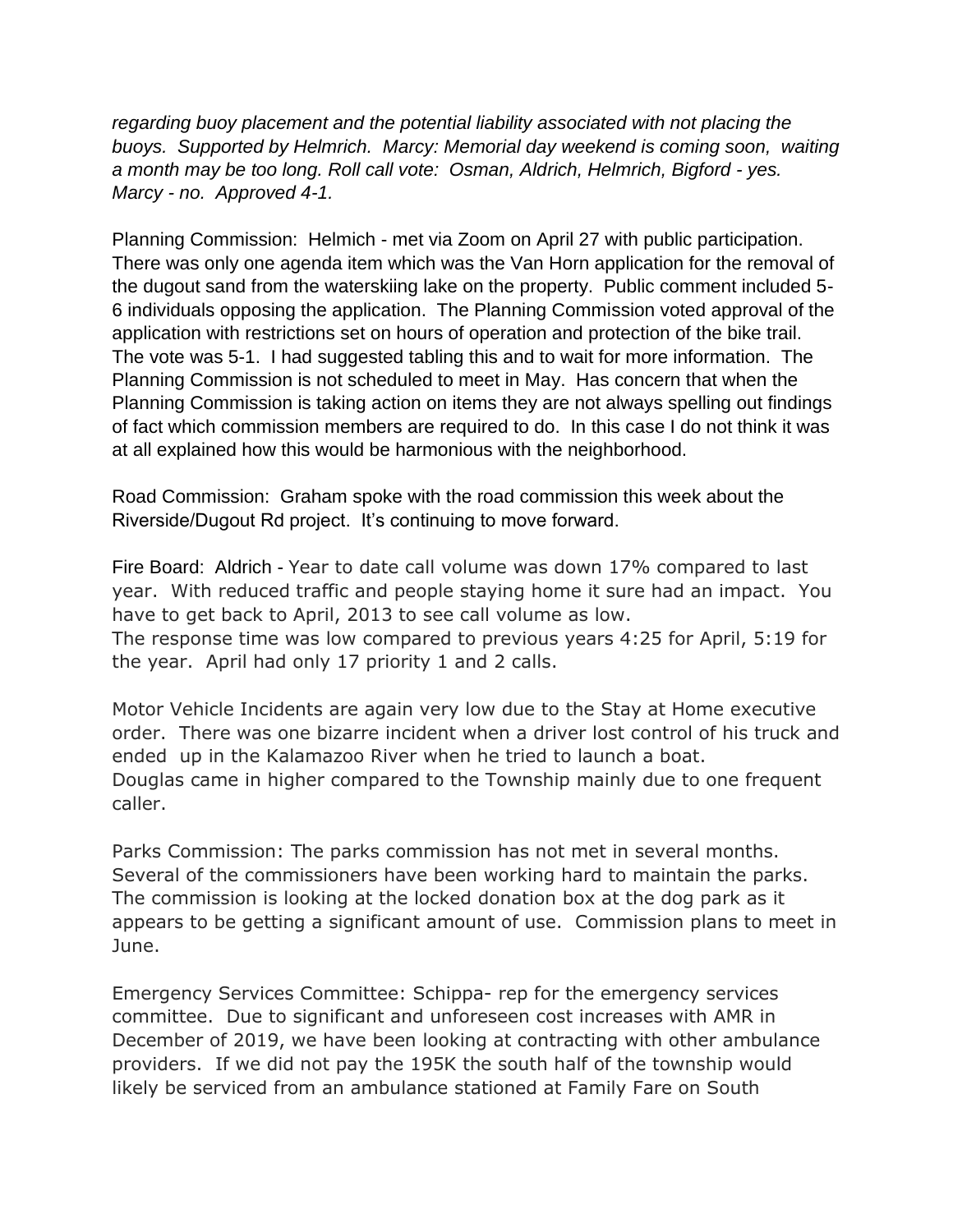*regarding buoy placement and the potential liability associated with not placing the buoys. Supported by Helmrich. Marcy: Memorial day weekend is coming soon, waiting a month may be too long. Roll call vote: Osman, Aldrich, Helmrich, Bigford - yes. Marcy - no. Approved 4-1.*

Planning Commission: Helmich - met via Zoom on April 27 with public participation. There was only one agenda item which was the Van Horn application for the removal of the dugout sand from the waterskiing lake on the property. Public comment included 5-6 individuals opposing the application. The Planning Commission voted approval of the application with restrictions set on hours of operation and protection of the bike trail. The vote was 5-1. I had suggested tabling this and to wait for more information. The Planning Commission is not scheduled to meet in May. Has concern that when the Planning Commission is taking action on items they are not always spelling out findings of fact which commission members are required to do. In this case I do not think it was at all explained how this would be harmonious with the neighborhood.

Road Commission: Graham spoke with the road commission this week about the Riverside/Dugout Rd project. It's continuing to move forward.

Fire Board: Aldrich - Year to date call volume was down 17% compared to last year. With reduced traffic and people staying home it sure had an impact. You have to get back to April, 2013 to see call volume as low.
The response time was low compared to previous years 4:25 for April, 5:19 for the year. April had only 17 priority 1 and 2 calls.

Motor Vehicle Incidents are again very low due to the Stay at Home executive order. There was one bizarre incident when a driver lost control of his truck and ended up in the Kalamazoo River when he tried to launch a boat.
Douglas came in higher compared to the Township mainly due to one frequent caller.

Parks Commission: The parks commission has not met in several months. Several of the commissioners have been working hard to maintain the parks. The commission is looking at the locked donation box at the dog park as it appears to be getting a significant amount of use. Commission plans to meet in June.

Emergency Services Committee: Schippa- rep for the emergency services committee. Due to significant and unforeseen cost increases with AMR in December of 2019, we have been looking at contracting with other ambulance providers. If we did not pay the 195K the south half of the township would likely be serviced from an ambulance stationed at Family Fare on South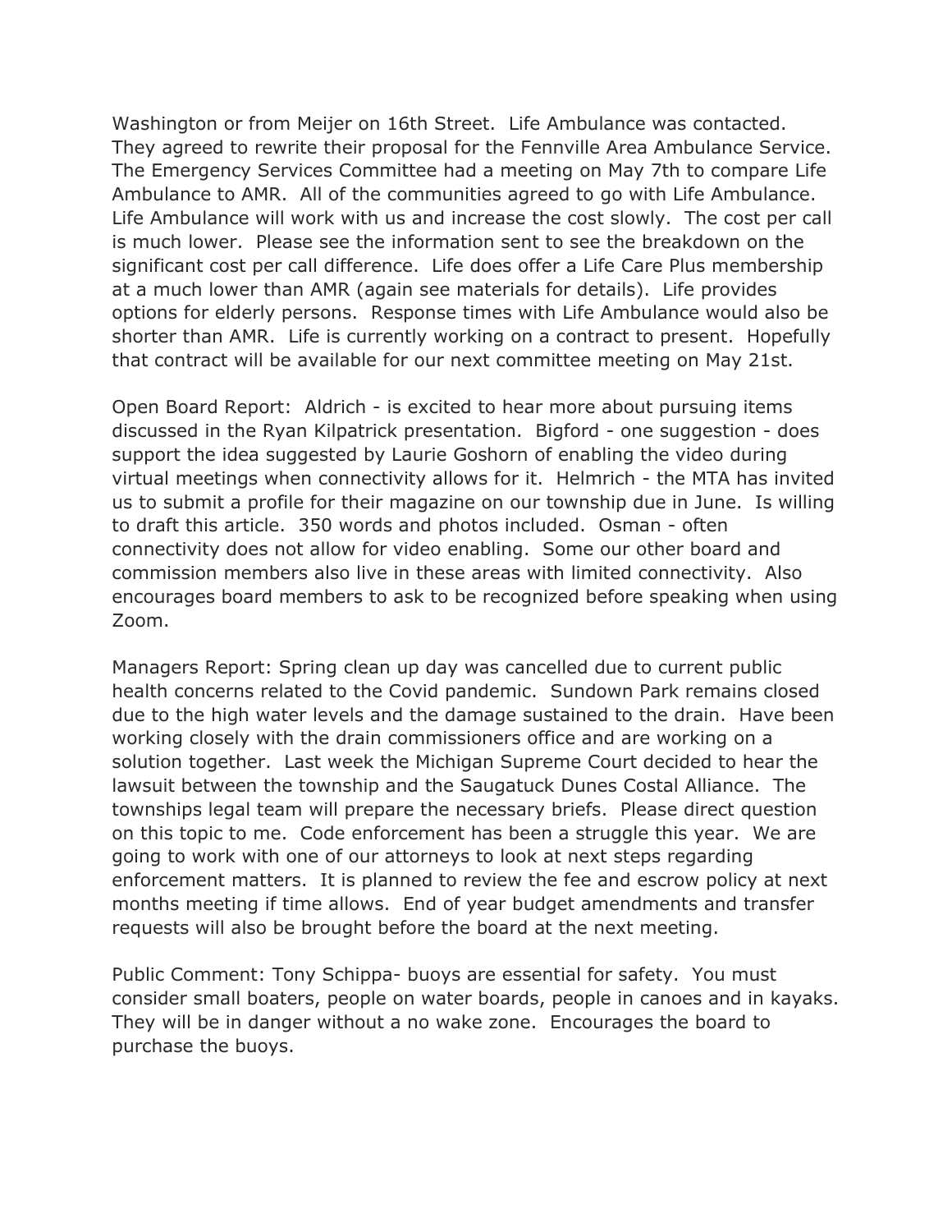Washington or from Meijer on 16th Street.  Life Ambulance was contacted. They agreed to rewrite their proposal for the Fennville Area Ambulance Service. The Emergency Services Committee had a meeting on May 7th to compare Life Ambulance to AMR.  All of the communities agreed to go with Life Ambulance. Life Ambulance will work with us and increase the cost slowly.  The cost per call is much lower.  Please see the information sent to see the breakdown on the significant cost per call difference.  Life does offer a Life Care Plus membership at a much lower than AMR (again see materials for details).  Life provides options for elderly persons.  Response times with Life Ambulance would also be shorter than AMR.  Life is currently working on a contract to present.  Hopefully that contract will be available for our next committee meeting on May 21st.

Open Board Report:  Aldrich - is excited to hear more about pursuing items discussed in the Ryan Kilpatrick presentation.  Bigford - one suggestion - does support the idea suggested by Laurie Goshorn of enabling the video during virtual meetings when connectivity allows for it.  Helmrich - the MTA has invited us to submit a profile for their magazine on our township due in June.  Is willing to draft this article.  350 words and photos included.  Osman - often connectivity does not allow for video enabling.  Some our other board and commission members also live in these areas with limited connectivity.  Also encourages board members to ask to be recognized before speaking when using Zoom.

Managers Report: Spring clean up day was cancelled due to current public health concerns related to the Covid pandemic.  Sundown Park remains closed due to the high water levels and the damage sustained to the drain.  Have been working closely with the drain commissioners office and are working on a solution together.  Last week the Michigan Supreme Court decided to hear the lawsuit between the township and the Saugatuck Dunes Costal Alliance.  The townships legal team will prepare the necessary briefs.  Please direct question on this topic to me.  Code enforcement has been a struggle this year.  We are going to work with one of our attorneys to look at next steps regarding enforcement matters.  It is planned to review the fee and escrow policy at next months meeting if time allows.  End of year budget amendments and transfer requests will also be brought before the board at the next meeting.

Public Comment: Tony Schippa- buoys are essential for safety.  You must consider small boaters, people on water boards, people in canoes and in kayaks. They will be in danger without a no wake zone.  Encourages the board to purchase the buoys.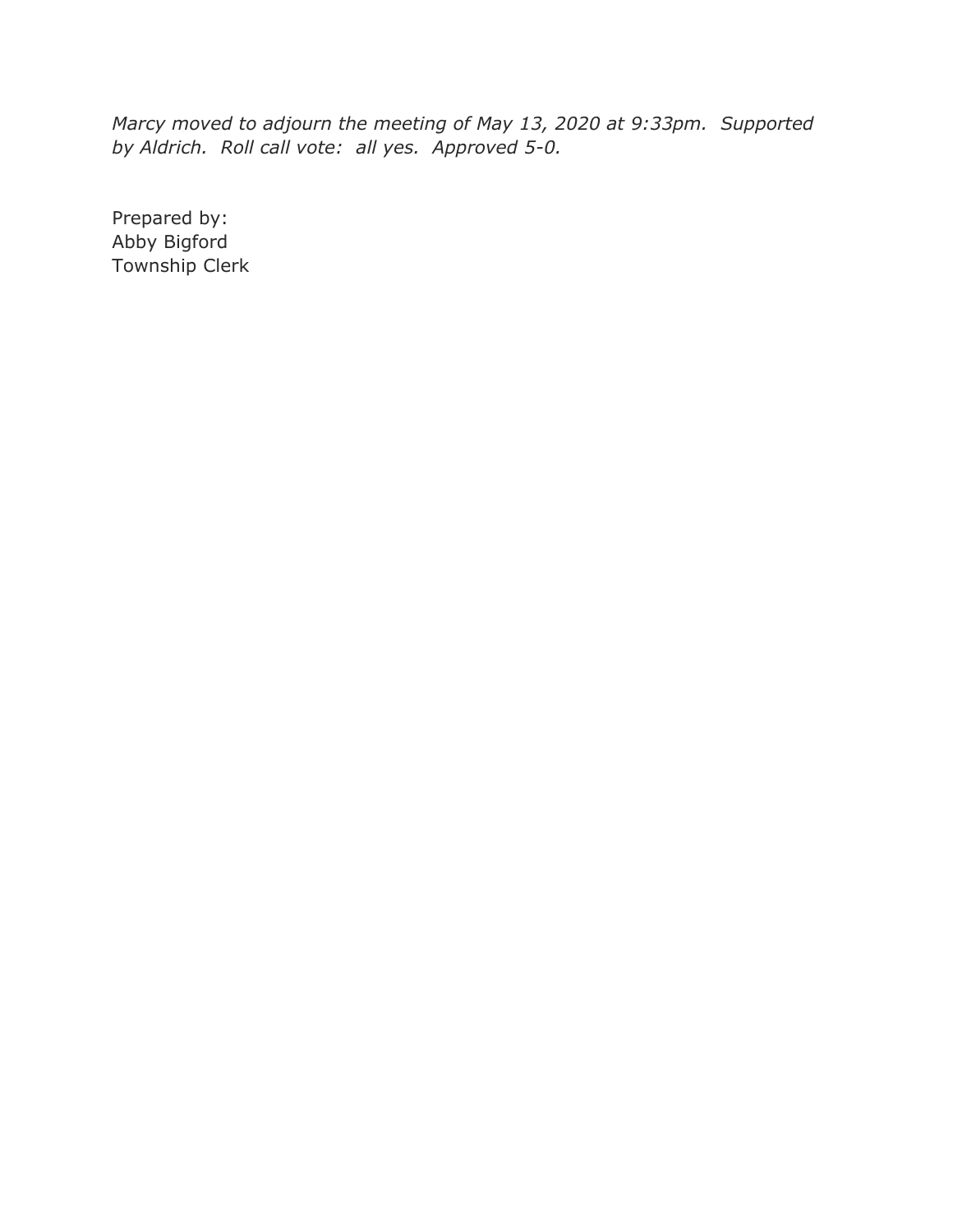*Marcy moved to adjourn the meeting of May 13, 2020 at 9:33pm. Supported by Aldrich. Roll call vote: all yes. Approved 5-0.*

Prepared by:
Abby Bigford
Township Clerk